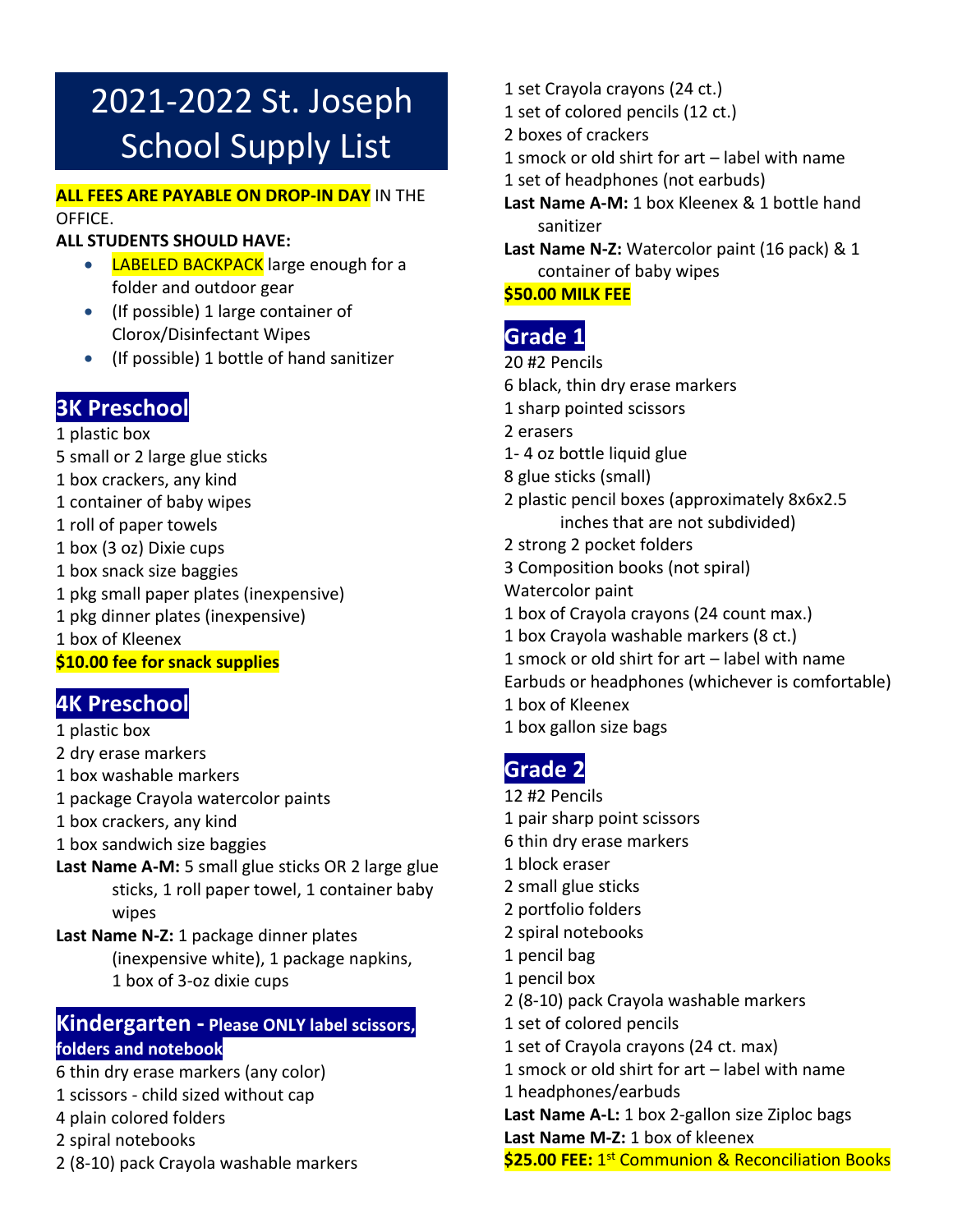# 2021-2022 St. Joseph School Supply List

**ALL FEES ARE PAYABLE ON DROP-IN DAY** IN THE OFFICE.

**ALL STUDENTS SHOULD HAVE:**

- LABELED BACKPACK large enough for a folder and outdoor gear
- (If possible) 1 large container of Clorox/Disinfectant Wipes
- (If possible) 1 bottle of hand sanitizer

## 3K Preschool

1 plastic box
5 small or 2 large glue sticks
1 box crackers, any kind
1 container of baby wipes
1 roll of paper towels
1 box (3 oz) Dixie cups
1 box snack size baggies
1 pkg small paper plates (inexpensive)
1 pkg dinner plates (inexpensive)
1 box of Kleenex
**$10.00 fee for snack supplies**

## 4K Preschool

1 plastic box
2 dry erase markers
1 box washable markers
1 package Crayola watercolor paints
1 box crackers, any kind
1 box sandwich size baggies
**Last Name A-M:** 5 small glue sticks OR 2 large glue sticks, 1 roll paper towel, 1 container baby wipes
**Last Name N-Z:** 1 package dinner plates (inexpensive white), 1 package napkins, 1 box of 3-oz dixie cups

## Kindergarten - Please ONLY label scissors, folders and notebook

6 thin dry erase markers (any color)
1 scissors - child sized without cap
4 plain colored folders
2 spiral notebooks
2 (8-10) pack Crayola washable markers
1 set Crayola crayons (24 ct.)
1 set of colored pencils (12 ct.)
2 boxes of crackers
1 smock or old shirt for art – label with name
1 set of headphones (not earbuds)
**Last Name A-M:** 1 box Kleenex & 1 bottle hand sanitizer
**Last Name N-Z:** Watercolor paint (16 pack) & 1 container of baby wipes
**$50.00 MILK FEE**

## Grade 1

20 #2 Pencils
6 black, thin dry erase markers
1 sharp pointed scissors
2 erasers
1- 4 oz bottle liquid glue
8 glue sticks (small)
2 plastic pencil boxes (approximately 8x6x2.5 inches that are not subdivided)
2 strong 2 pocket folders
3 Composition books (not spiral)
Watercolor paint
1 box of Crayola crayons (24 count max.)
1 box Crayola washable markers (8 ct.)
1 smock or old shirt for art – label with name
Earbuds or headphones (whichever is comfortable)
1 box of Kleenex
1 box gallon size bags

## Grade 2

12 #2 Pencils
1 pair sharp point scissors
6 thin dry erase markers
1 block eraser
2 small glue sticks
2 portfolio folders
2 spiral notebooks
1 pencil bag
1 pencil box
2 (8-10) pack Crayola washable markers
1 set of colored pencils
1 set of Crayola crayons (24 ct. max)
1 smock or old shirt for art – label with name
1 headphones/earbuds
**Last Name A-L:** 1 box 2-gallon size Ziploc bags
**Last Name M-Z:** 1 box of kleenex
**$25.00 FEE:** 1st Communion & Reconciliation Books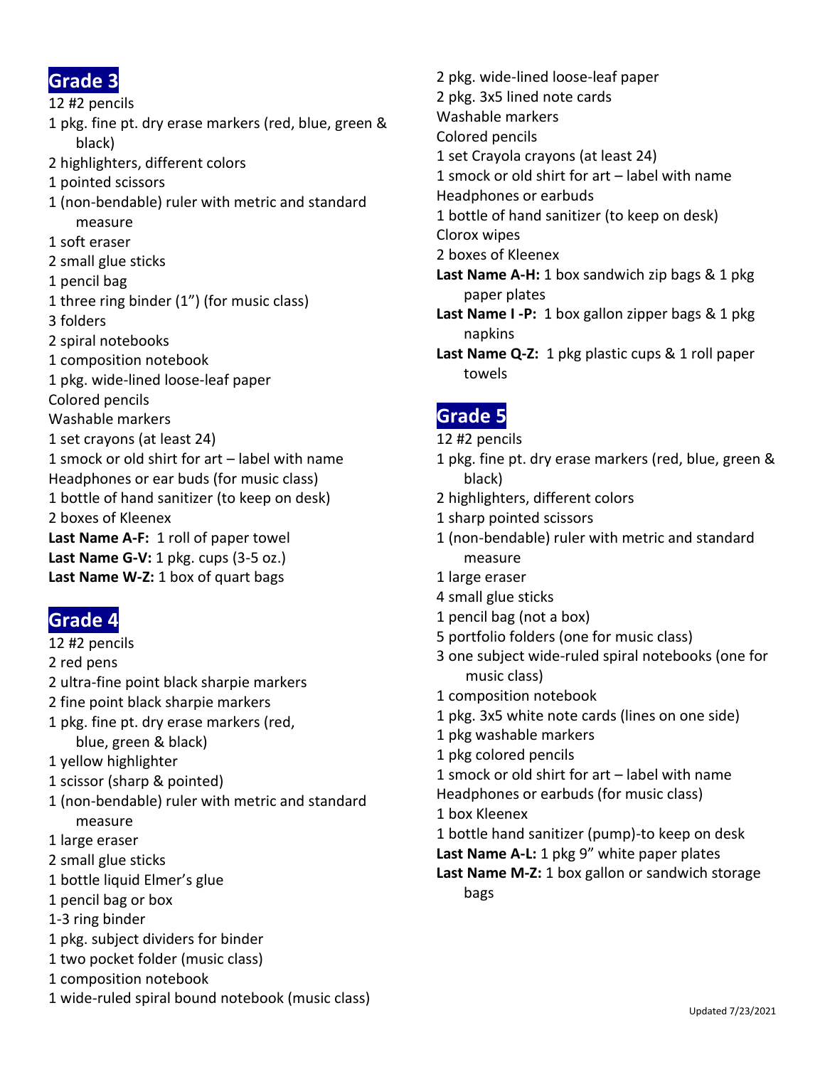## Grade 3

12 #2 pencils
1 pkg. fine pt. dry erase markers (red, blue, green & black)
2 highlighters, different colors
1 pointed scissors
1 (non-bendable) ruler with metric and standard measure
1 soft eraser
2 small glue sticks
1 pencil bag
1 three ring binder (1") (for music class)
3 folders
2 spiral notebooks
1 composition notebook
1 pkg. wide-lined loose-leaf paper
Colored pencils
Washable markers
1 set crayons (at least 24)
1 smock or old shirt for art – label with name
Headphones or ear buds (for music class)
1 bottle of hand sanitizer (to keep on desk)
2 boxes of Kleenex
**Last Name A-F:** 1 roll of paper towel
**Last Name G-V:** 1 pkg. cups (3-5 oz.)
**Last Name W-Z:** 1 box of quart bags

## Grade 4

12 #2 pencils
2 red pens
2 ultra-fine point black sharpie markers
2 fine point black sharpie markers
1 pkg. fine pt. dry erase markers (red, blue, green & black)
1 yellow highlighter
1 scissor (sharp & pointed)
1 (non-bendable) ruler with metric and standard measure
1 large eraser
2 small glue sticks
1 bottle liquid Elmer's glue
1 pencil bag or box
1-3 ring binder
1 pkg. subject dividers for binder
1 two pocket folder (music class)
1 composition notebook
1 wide-ruled spiral bound notebook (music class)
2 pkg. wide-lined loose-leaf paper
2 pkg. 3x5 lined note cards
Washable markers
Colored pencils
1 set Crayola crayons (at least 24)
1 smock or old shirt for art – label with name
Headphones or earbuds
1 bottle of hand sanitizer (to keep on desk)
Clorox wipes
2 boxes of Kleenex
**Last Name A-H:** 1 box sandwich zip bags & 1 pkg paper plates
**Last Name I -P:** 1 box gallon zipper bags & 1 pkg napkins
**Last Name Q-Z:** 1 pkg plastic cups & 1 roll paper towels

## Grade 5

12 #2 pencils
1 pkg. fine pt. dry erase markers (red, blue, green & black)
2 highlighters, different colors
1 sharp pointed scissors
1 (non-bendable) ruler with metric and standard measure
1 large eraser
4 small glue sticks
1 pencil bag (not a box)
5 portfolio folders (one for music class)
3 one subject wide-ruled spiral notebooks (one for music class)
1 composition notebook
1 pkg. 3x5 white note cards (lines on one side)
1 pkg washable markers
1 pkg colored pencils
1 smock or old shirt for art – label with name
Headphones or earbuds (for music class)
1 box Kleenex
1 bottle hand sanitizer (pump)-to keep on desk
**Last Name A-L:** 1 pkg 9" white paper plates
**Last Name M-Z:** 1 box gallon or sandwich storage bags

Updated 7/23/2021